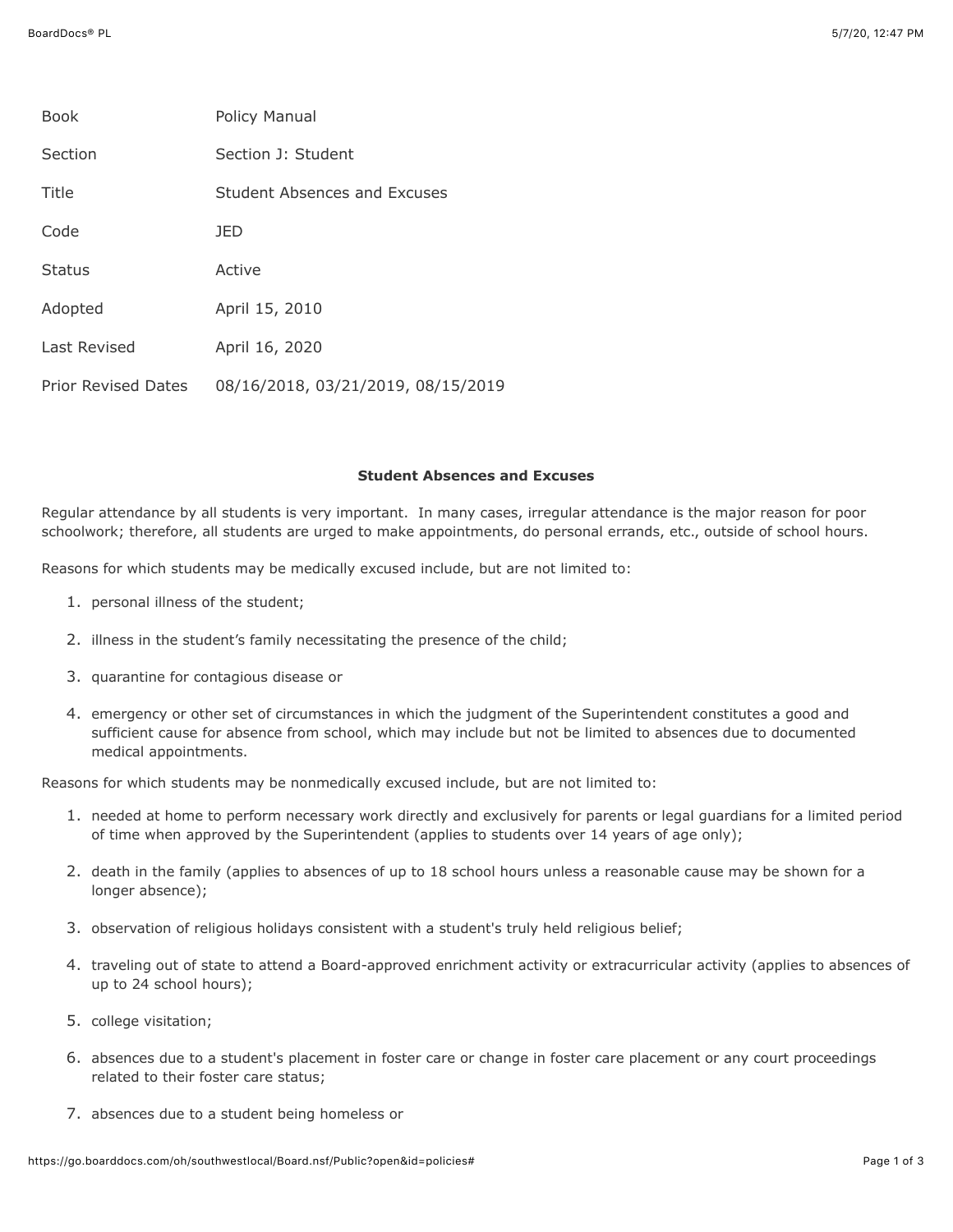| | |
|---|---|
| Book | Policy Manual |
| Section | Section J: Student |
| Title | Student Absences and Excuses |
| Code | JED |
| Status | Active |
| Adopted | April 15, 2010 |
| Last Revised | April 16, 2020 |
| Prior Revised Dates | 08/16/2018, 03/21/2019, 08/15/2019 |

## Student Absences and Excuses

Regular attendance by all students is very important. In many cases, irregular attendance is the major reason for poor schoolwork; therefore, all students are urged to make appointments, do personal errands, etc., outside of school hours.

Reasons for which students may be medically excused include, but are not limited to:

1. personal illness of the student;
2. illness in the student's family necessitating the presence of the child;
3. quarantine for contagious disease or
4. emergency or other set of circumstances in which the judgment of the Superintendent constitutes a good and sufficient cause for absence from school, which may include but not be limited to absences due to documented medical appointments.

Reasons for which students may be nonmedically excused include, but are not limited to:

1. needed at home to perform necessary work directly and exclusively for parents or legal guardians for a limited period of time when approved by the Superintendent (applies to students over 14 years of age only);
2. death in the family (applies to absences of up to 18 school hours unless a reasonable cause may be shown for a longer absence);
3. observation of religious holidays consistent with a student's truly held religious belief;
4. traveling out of state to attend a Board-approved enrichment activity or extracurricular activity (applies to absences of up to 24 school hours);
5. college visitation;
6. absences due to a student's placement in foster care or change in foster care placement or any court proceedings related to their foster care status;
7. absences due to a student being homeless or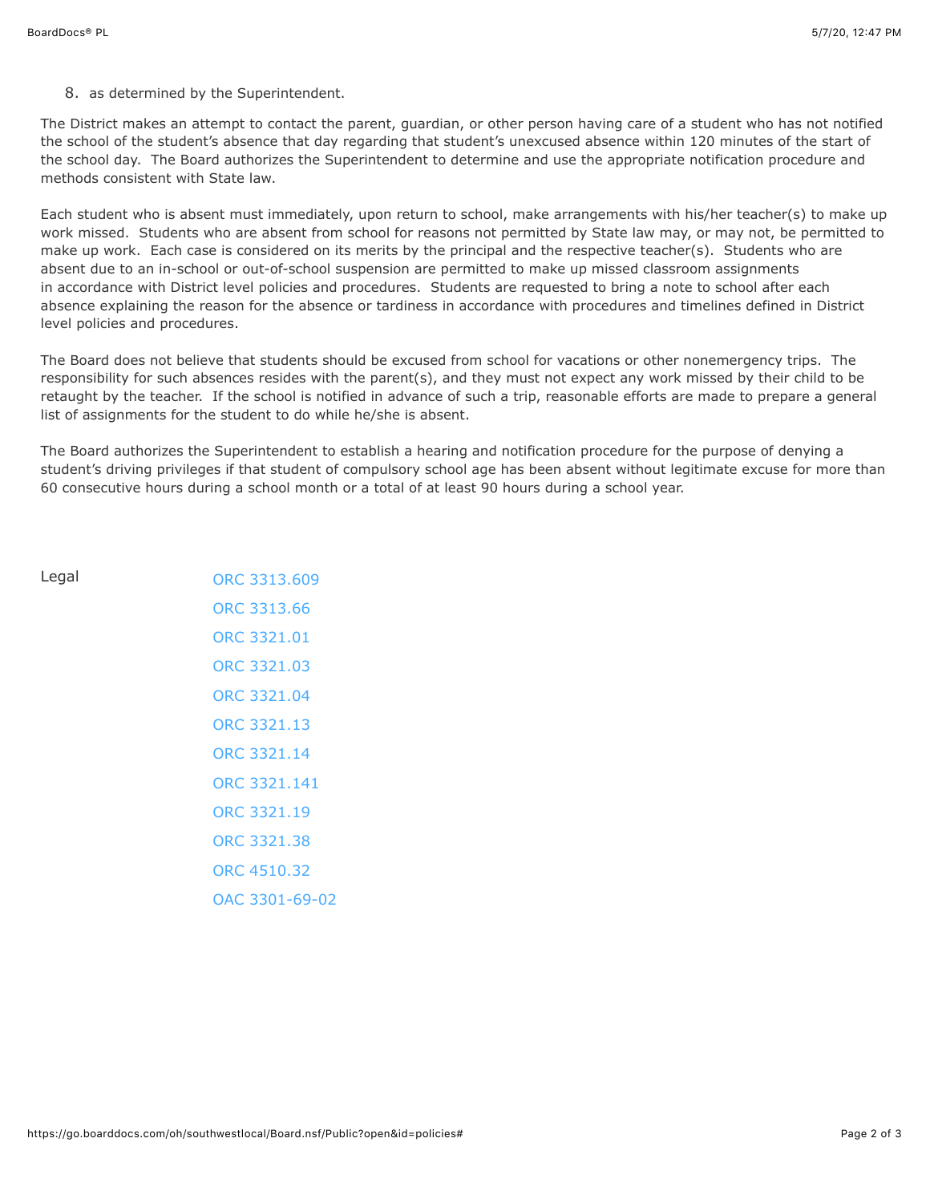8. as determined by the Superintendent.

The District makes an attempt to contact the parent, guardian, or other person having care of a student who has not notified the school of the student's absence that day regarding that student's unexcused absence within 120 minutes of the start of the school day. The Board authorizes the Superintendent to determine and use the appropriate notification procedure and methods consistent with State law.

Each student who is absent must immediately, upon return to school, make arrangements with his/her teacher(s) to make up work missed. Students who are absent from school for reasons not permitted by State law may, or may not, be permitted to make up work. Each case is considered on its merits by the principal and the respective teacher(s). Students who are absent due to an in-school or out-of-school suspension are permitted to make up missed classroom assignments in accordance with District level policies and procedures. Students are requested to bring a note to school after each absence explaining the reason for the absence or tardiness in accordance with procedures and timelines defined in District level policies and procedures.

The Board does not believe that students should be excused from school for vacations or other nonemergency trips. The responsibility for such absences resides with the parent(s), and they must not expect any work missed by their child to be retaught by the teacher. If the school is notified in advance of such a trip, reasonable efforts are made to prepare a general list of assignments for the student to do while he/she is absent.

The Board authorizes the Superintendent to establish a hearing and notification procedure for the purpose of denying a student's driving privileges if that student of compulsory school age has been absent without legitimate excuse for more than 60 consecutive hours during a school month or a total of at least 90 hours during a school year.

Legal

ORC 3313.609
ORC 3313.66
ORC 3321.01
ORC 3321.03
ORC 3321.04
ORC 3321.13
ORC 3321.14
ORC 3321.141
ORC 3321.19
ORC 3321.38
ORC 4510.32
OAC 3301-69-02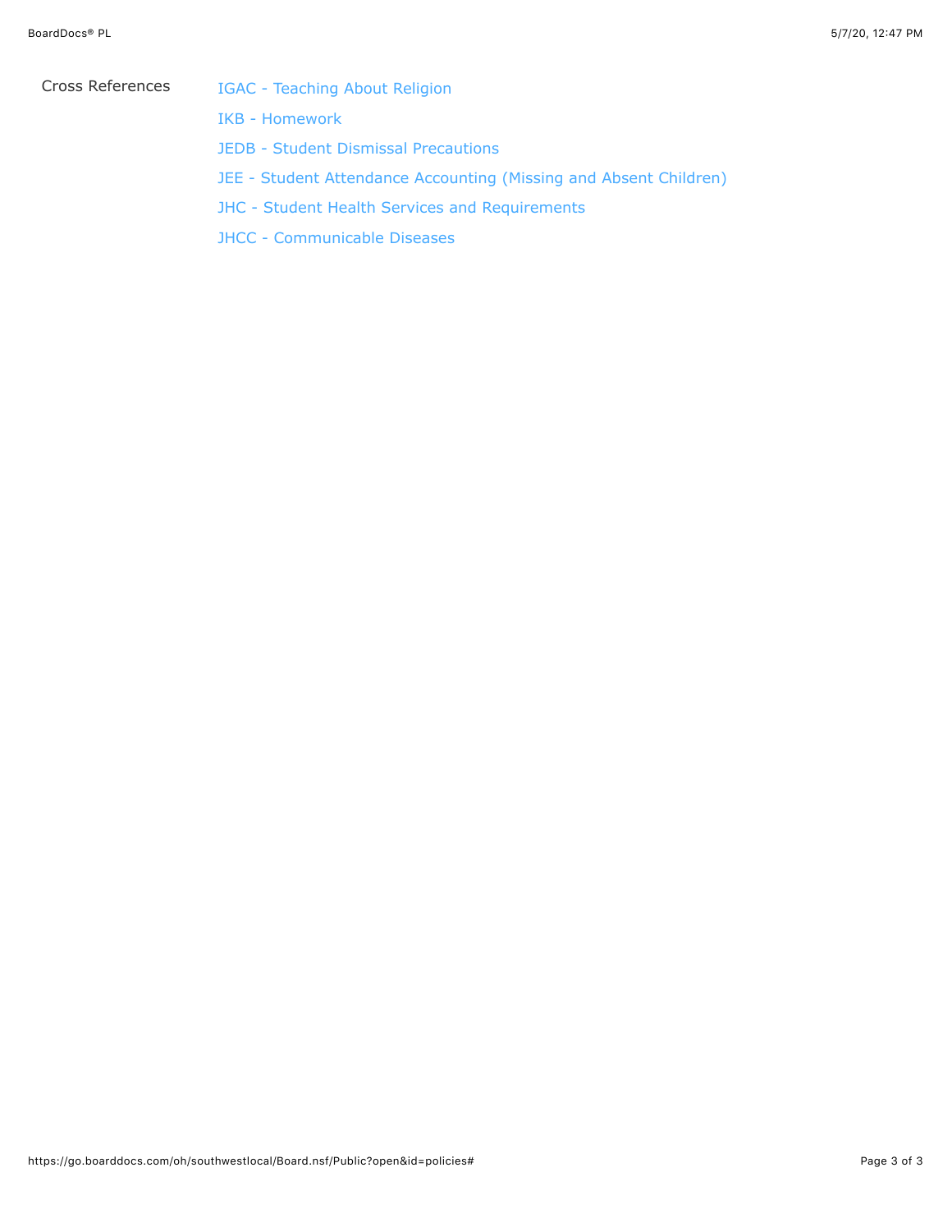Cross References

- IGAC - Teaching About Religion
- IKB - Homework
- JEDB - Student Dismissal Precautions
- JEE - Student Attendance Accounting (Missing and Absent Children)
- JHC - Student Health Services and Requirements
- JHCC - Communicable Diseases